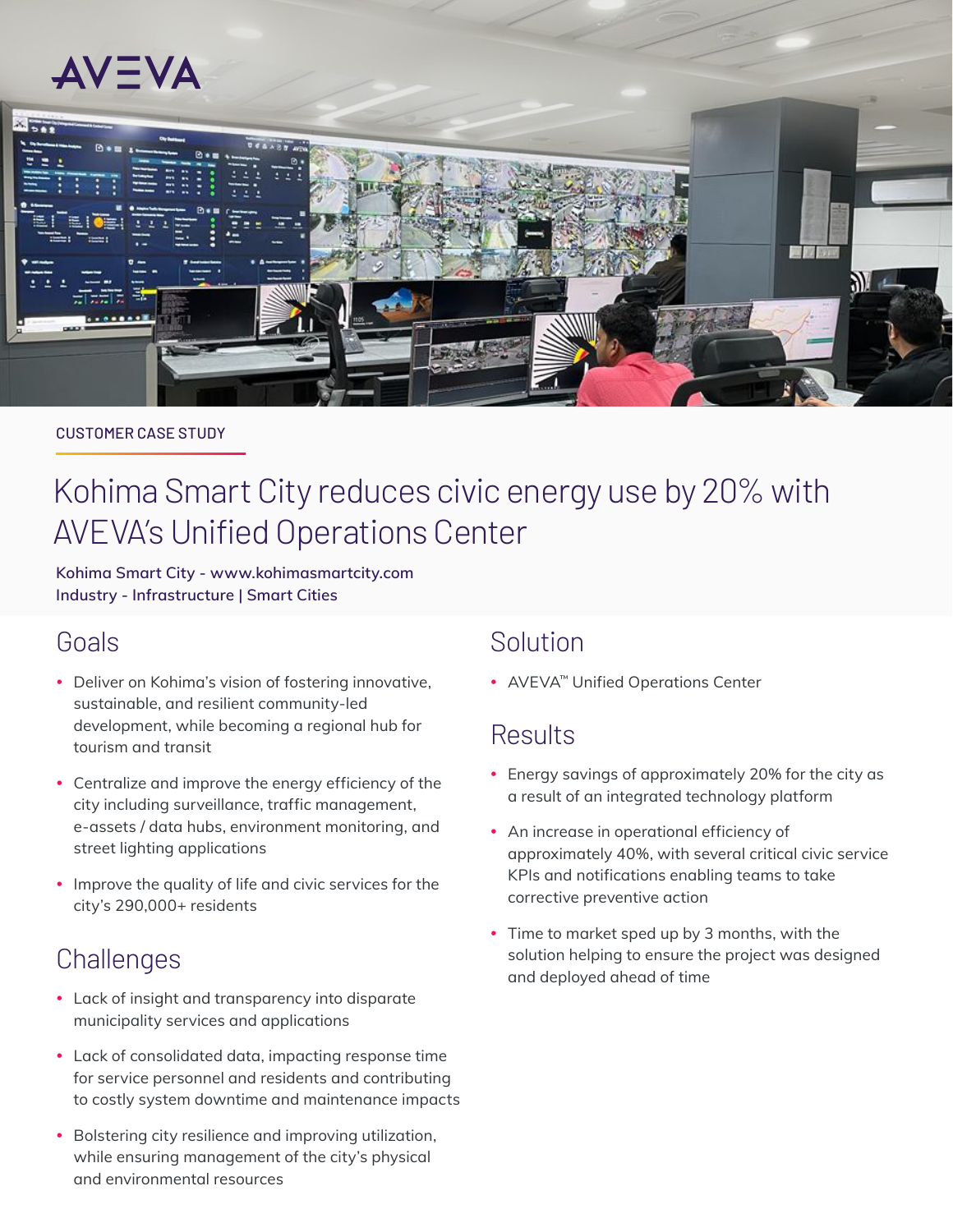AVEVA

CUSTOMER CASE STUDY

# Kohima Smart City reduces civic energy use by 20% with AVEVA's Unified Operations Center

**Kohima Smart City - www.kohimasmartcity.com**
**Industry - Infrastructure | Smart Cities**

## Goals

- Deliver on Kohima's vision of fostering innovative, sustainable, and resilient community-led development, while becoming a regional hub for tourism and transit
- Centralize and improve the energy efficiency of the city including surveillance, traffic management, e-assets / data hubs, environment monitoring, and street lighting applications
- Improve the quality of life and civic services for the city's 290,000+ residents

## Challenges

- Lack of insight and transparency into disparate municipality services and applications
- Lack of consolidated data, impacting response time for service personnel and residents and contributing to costly system downtime and maintenance impacts
- Bolstering city resilience and improving utilization, while ensuring management of the city's physical and environmental resources

## Solution

- AVEVA™ Unified Operations Center

## Results

- Energy savings of approximately 20% for the city as a result of an integrated technology platform
- An increase in operational efficiency of approximately 40%, with several critical civic service KPIs and notifications enabling teams to take corrective preventive action
- Time to market sped up by 3 months, with the solution helping to ensure the project was designed and deployed ahead of time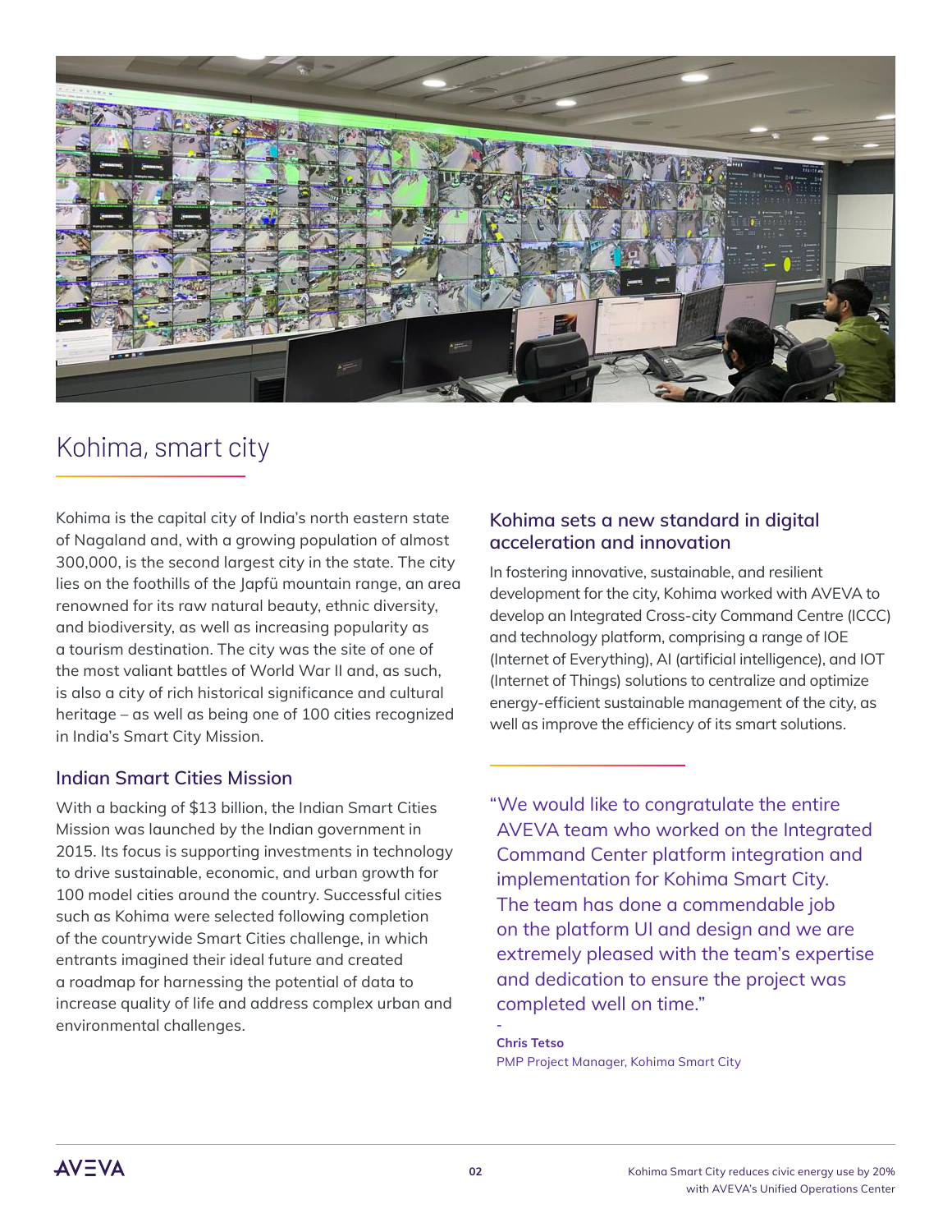# Kohima, smart city

Kohima is the capital city of India's north eastern state of Nagaland and, with a growing population of almost 300,000, is the second largest city in the state. The city lies on the foothills of the Japfü mountain range, an area renowned for its raw natural beauty, ethnic diversity, and biodiversity, as well as increasing popularity as a tourism destination. The city was the site of one of the most valiant battles of World War II and, as such, is also a city of rich historical significance and cultural heritage – as well as being one of 100 cities recognized in India's Smart City Mission.

## Indian Smart Cities Mission

With a backing of $13 billion, the Indian Smart Cities Mission was launched by the Indian government in 2015. Its focus is supporting investments in technology to drive sustainable, economic, and urban growth for 100 model cities around the country. Successful cities such as Kohima were selected following completion of the countrywide Smart Cities challenge, in which entrants imagined their ideal future and created a roadmap for harnessing the potential of data to increase quality of life and address complex urban and environmental challenges.

## Kohima sets a new standard in digital acceleration and innovation

In fostering innovative, sustainable, and resilient development for the city, Kohima worked with AVEVA to develop an Integrated Cross-city Command Centre (ICCC) and technology platform, comprising a range of IOE (Internet of Everything), AI (artificial intelligence), and IOT (Internet of Things) solutions to centralize and optimize energy-efficient sustainable management of the city, as well as improve the efficiency of its smart solutions.

> "We would like to congratulate the entire AVEVA team who worked on the Integrated Command Center platform integration and implementation for Kohima Smart City. The team has done a commendable job on the platform UI and design and we are extremely pleased with the team's expertise and dedication to ensure the project was completed well on time."
>
> \-
>
> **Chris Tetso**
> PMP Project Manager, Kohima Smart City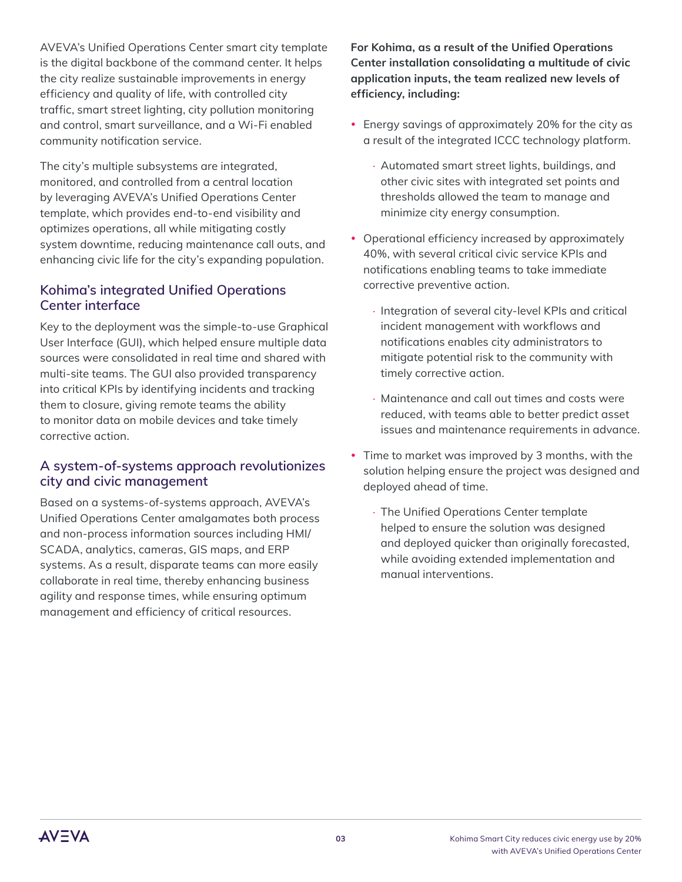AVEVA's Unified Operations Center smart city template is the digital backbone of the command center. It helps the city realize sustainable improvements in energy efficiency and quality of life, with controlled city traffic, smart street lighting, city pollution monitoring and control, smart surveillance, and a Wi-Fi enabled community notification service.

The city's multiple subsystems are integrated, monitored, and controlled from a central location by leveraging AVEVA's Unified Operations Center template, which provides end-to-end visibility and optimizes operations, all while mitigating costly system downtime, reducing maintenance call outs, and enhancing civic life for the city's expanding population.

## Kohima's integrated Unified Operations Center interface

Key to the deployment was the simple-to-use Graphical User Interface (GUI), which helped ensure multiple data sources were consolidated in real time and shared with multi-site teams. The GUI also provided transparency into critical KPIs by identifying incidents and tracking them to closure, giving remote teams the ability to monitor data on mobile devices and take timely corrective action.

## A system-of-systems approach revolutionizes city and civic management

Based on a systems-of-systems approach, AVEVA's Unified Operations Center amalgamates both process and non-process information sources including HMI/SCADA, analytics, cameras, GIS maps, and ERP systems. As a result, disparate teams can more easily collaborate in real time, thereby enhancing business agility and response times, while ensuring optimum management and efficiency of critical resources.

**For Kohima, as a result of the Unified Operations Center installation consolidating a multitude of civic application inputs, the team realized new levels of efficiency, including:**

- Energy savings of approximately 20% for the city as a result of the integrated ICCC technology platform.
  - Automated smart street lights, buildings, and other civic sites with integrated set points and thresholds allowed the team to manage and minimize city energy consumption.
- Operational efficiency increased by approximately 40%, with several critical civic service KPIs and notifications enabling teams to take immediate corrective preventive action.
  - Integration of several city-level KPIs and critical incident management with workflows and notifications enables city administrators to mitigate potential risk to the community with timely corrective action.
  - Maintenance and call out times and costs were reduced, with teams able to better predict asset issues and maintenance requirements in advance.
- Time to market was improved by 3 months, with the solution helping ensure the project was designed and deployed ahead of time.
  - The Unified Operations Center template helped to ensure the solution was designed and deployed quicker than originally forecasted, while avoiding extended implementation and manual interventions.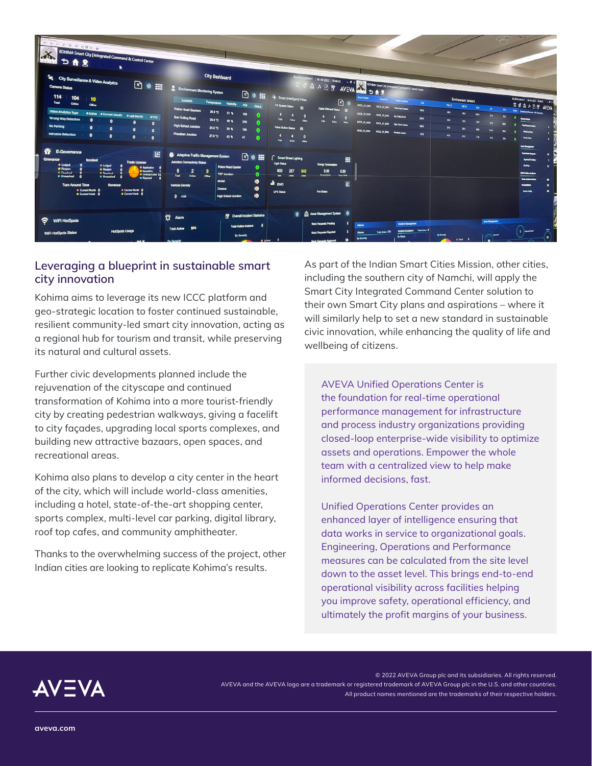## Leveraging a blueprint in sustainable smart city innovation

Kohima aims to leverage its new ICCC platform and geo-strategic location to foster continued sustainable, resilient community-led smart city innovation, acting as a regional hub for tourism and transit, while preserving its natural and cultural assets.

Further civic developments planned include the rejuvenation of the cityscape and continued transformation of Kohima into a more tourist-friendly city by creating pedestrian walkways, giving a facelift to city façades, upgrading local sports complexes, and building new attractive bazaars, open spaces, and recreational areas.

Kohima also plans to develop a city center in the heart of the city, which will include world-class amenities, including a hotel, state-of-the-art shopping center, sports complex, multi-level car parking, digital library, roof top cafes, and community amphitheater.

Thanks to the overwhelming success of the project, other Indian cities are looking to replicate Kohima's results.

As part of the Indian Smart Cities Mission, other cities, including the southern city of Namchi, will apply the Smart City Integrated Command Center solution to their own Smart City plans and aspirations – where it will similarly help to set a new standard in sustainable civic innovation, while enhancing the quality of life and wellbeing of citizens.

AVEVA Unified Operations Center is the foundation for real-time operational performance management for infrastructure and process industry organizations providing closed-loop enterprise-wide visibility to optimize assets and operations. Empower the whole team with a centralized view to help make informed decisions, fast.

Unified Operations Center provides an enhanced layer of intelligence ensuring that data works in service to organizational goals. Engineering, Operations and Performance measures can be calculated from the site level down to the asset level. This brings end-to-end operational visibility across facilities helping you improve safety, operational efficiency, and ultimately the profit margins of your business.

AVEVA

© 2022 AVEVA Group plc and its subsidiaries. All rights reserved.
AVEVA and the AVEVA logo are a trademark or registered trademark of AVEVA Group plc in the U.S. and other countries.
All product names mentioned are the trademarks of their respective holders.

aveva.com